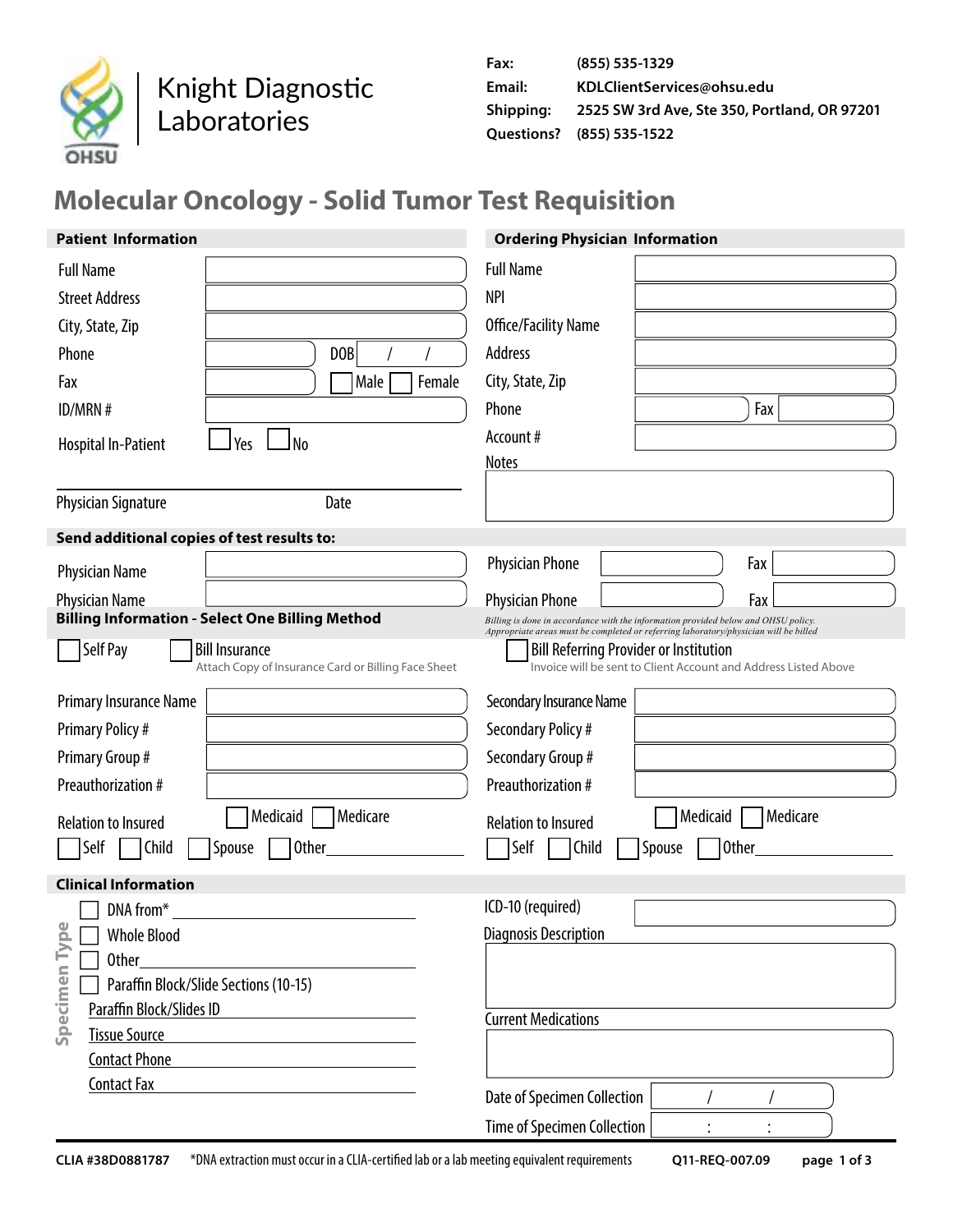# Knight Diagnostic Laboratories

OHSU

**Fax:** (855) 535-1329
**Email:** KDLClientServices@ohsu.edu
**Shipping:** 2525 SW 3rd Ave, Ste 350, Portland, OR 97201
**Questions?** (855) 535-1522

# Molecular Oncology - Solid Tumor Test Requisition

## Patient Information

Full Name ____________________
Street Address ____________________
City, State, Zip ____________________
Phone ____________________ DOB ___/___/___
Fax ____________________ ☐ Male ☐ Female
ID/MRN # ____________________
Hospital In-Patient ☐ Yes ☐ No

Physician Signature ____________________ Date ____________

## Ordering Physician Information

Full Name ____________________
NPI ____________________
Office/Facility Name ____________________
Address ____________________
City, State, Zip ____________________
Phone ____________________ Fax ____________________
Account # ____________________
Notes ____________________

## Send additional copies of test results to:

Physician Name ____________________ Physician Phone ____________________ Fax ____________________
Physician Name ____________________ Physician Phone ____________________ Fax ____________________

## Billing Information - Select One Billing Method

*Billing is done in accordance with the information provided below and OHSU policy. Appropriate areas must be completed or referring laboratory/physician will be billed*

☐ Self Pay
☐ Bill Insurance — Attach Copy of Insurance Card or Billing Face Sheet
☐ Bill Referring Provider or Institution — Invoice will be sent to Client Account and Address Listed Above

Primary Insurance Name ____________________
Primary Policy # ____________________
Primary Group # ____________________
Preauthorization # ____________________
☐ Medicaid ☐ Medicare
Relation to Insured ☐ Self ☐ Child ☐ Spouse ☐ Other__________

Secondary Insurance Name ____________________
Secondary Policy # ____________________
Secondary Group # ____________________
Preauthorization # ____________________
☐ Medicaid ☐ Medicare
Relation to Insured ☐ Self ☐ Child ☐ Spouse ☐ Other__________

## Clinical Information

**Specimen Type**

☐ DNA from* ____________________
☐ Whole Blood
☐ Other____________________
☐ Paraffin Block/Slide Sections (10-15)

Paraffin Block/Slides ID ____________________
Tissue Source ____________________
Contact Phone ____________________
Contact Fax ____________________

ICD-10 (required) ____________________
Diagnosis Description ____________________
Current Medications ____________________
Date of Specimen Collection ___/___/___
Time of Specimen Collection ___:___:___

CLIA #38D0881787 *DNA extraction must occur in a CLIA-certified lab or a lab meeting equivalent requirements Q11-REQ-007.09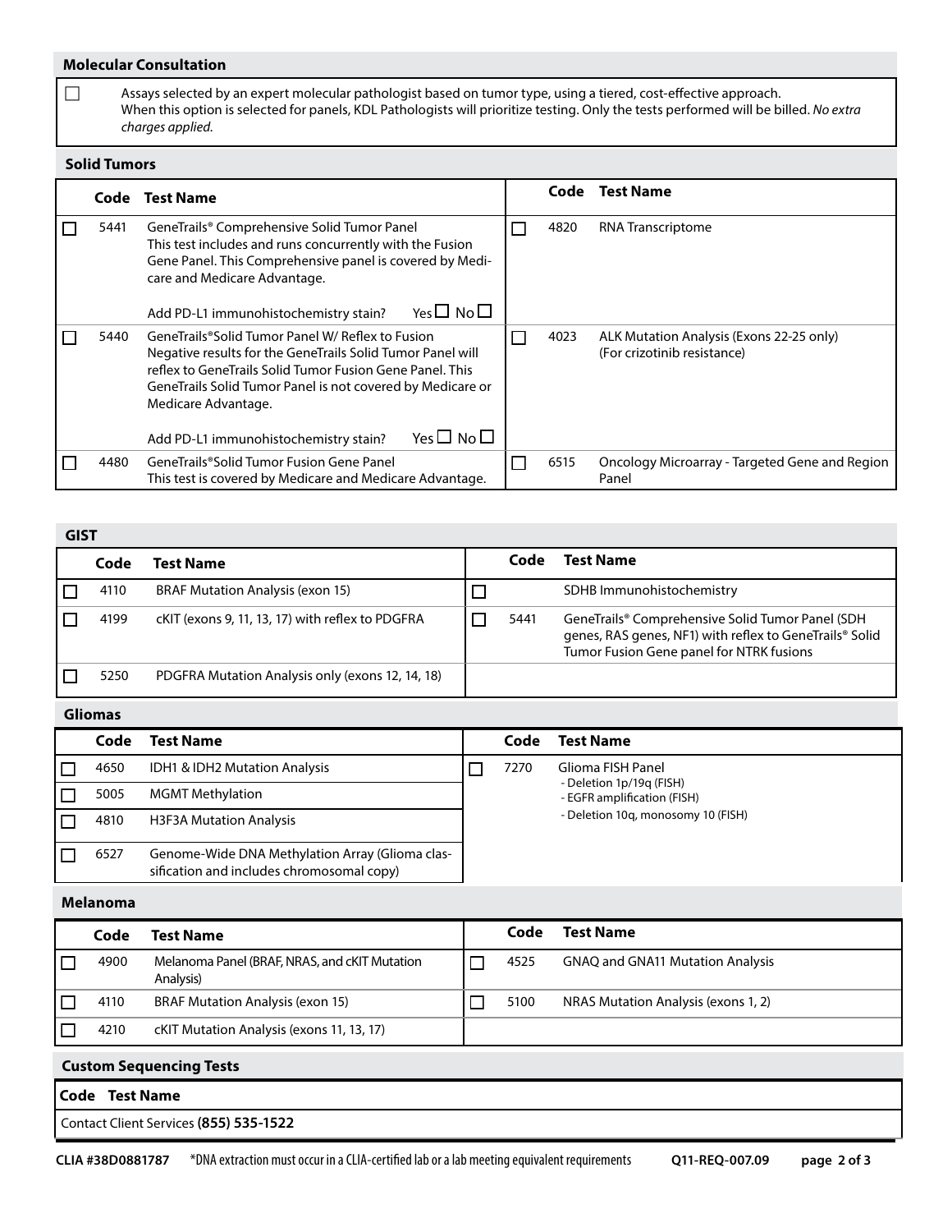## Molecular Consultation

☐ Assays selected by an expert molecular pathologist based on tumor type, using a tiered, cost-effective approach. When this option is selected for panels, KDL Pathologists will prioritize testing. Only the tests performed will be billed. *No extra charges applied.*

## Solid Tumors

| | Code | Test Name | | Code | Test Name |
|---|---|---|---|---|---|
| ☐ | 5441 | GeneTrails® Comprehensive Solid Tumor Panel<br>This test includes and runs concurrently with the Fusion Gene Panel. This Comprehensive panel is covered by Medicare and Medicare Advantage.<br><br>Add PD-L1 immunohistochemistry stain? Yes ☐ No ☐ | ☐ | 4820 | RNA Transcriptome |
| ☐ | 5440 | GeneTrails® Solid Tumor Panel W/ Reflex to Fusion<br>Negative results for the GeneTrails Solid Tumor Panel will reflex to GeneTrails Solid Tumor Fusion Gene Panel. This GeneTrails Solid Tumor Panel is not covered by Medicare or Medicare Advantage.<br><br>Add PD-L1 immunohistochemistry stain? Yes ☐ No ☐ | ☐ | 4023 | ALK Mutation Analysis (Exons 22-25 only)<br>(For crizotinib resistance) |
| ☐ | 4480 | GeneTrails® Solid Tumor Fusion Gene Panel<br>This test is covered by Medicare and Medicare Advantage. | ☐ | 6515 | Oncology Microarray - Targeted Gene and Region Panel |

## GIST

| | Code | Test Name | | Code | Test Name |
|---|---|---|---|---|---|
| ☐ | 4110 | BRAF Mutation Analysis (exon 15) | ☐ | | SDHB Immunohistochemistry |
| ☐ | 4199 | cKIT (exons 9, 11, 13, 17) with reflex to PDGFRA | ☐ | 5441 | GeneTrails® Comprehensive Solid Tumor Panel (SDH genes, RAS genes, NF1) with reflex to GeneTrails® Solid Tumor Fusion Gene panel for NTRK fusions |
| ☐ | 5250 | PDGFRA Mutation Analysis only (exons 12, 14, 18) | | | |

## Gliomas

| | Code | Test Name | | Code | Test Name |
|---|---|---|---|---|---|
| ☐ | 4650 | IDH1 & IDH2 Mutation Analysis | ☐ | 7270 | Glioma FISH Panel<br>- Deletion 1p/19q (FISH)<br>- EGFR amplification (FISH)<br>- Deletion 10q, monosomy 10 (FISH) |
| ☐ | 5005 | MGMT Methylation | | | |
| ☐ | 4810 | H3F3A Mutation Analysis | | | |
| ☐ | 6527 | Genome-Wide DNA Methylation Array (Glioma classification and includes chromosomal copy) | | | |

## Melanoma

| | Code | Test Name | | Code | Test Name |
|---|---|---|---|---|---|
| ☐ | 4900 | Melanoma Panel (BRAF, NRAS, and cKIT Mutation Analysis) | ☐ | 4525 | GNAQ and GNA11 Mutation Analysis |
| ☐ | 4110 | BRAF Mutation Analysis (exon 15) | ☐ | 5100 | NRAS Mutation Analysis (exons 1, 2) |
| ☐ | 4210 | cKIT Mutation Analysis (exons 11, 13, 17) | | | |

## Custom Sequencing Tests

| Code | Test Name |
|---|---|
| Contact Client Services **(855) 535-1522** | |

CLIA #38D0881787 *DNA extraction must occur in a CLIA-certified lab or a lab meeting equivalent requirements Q11-REQ-007.09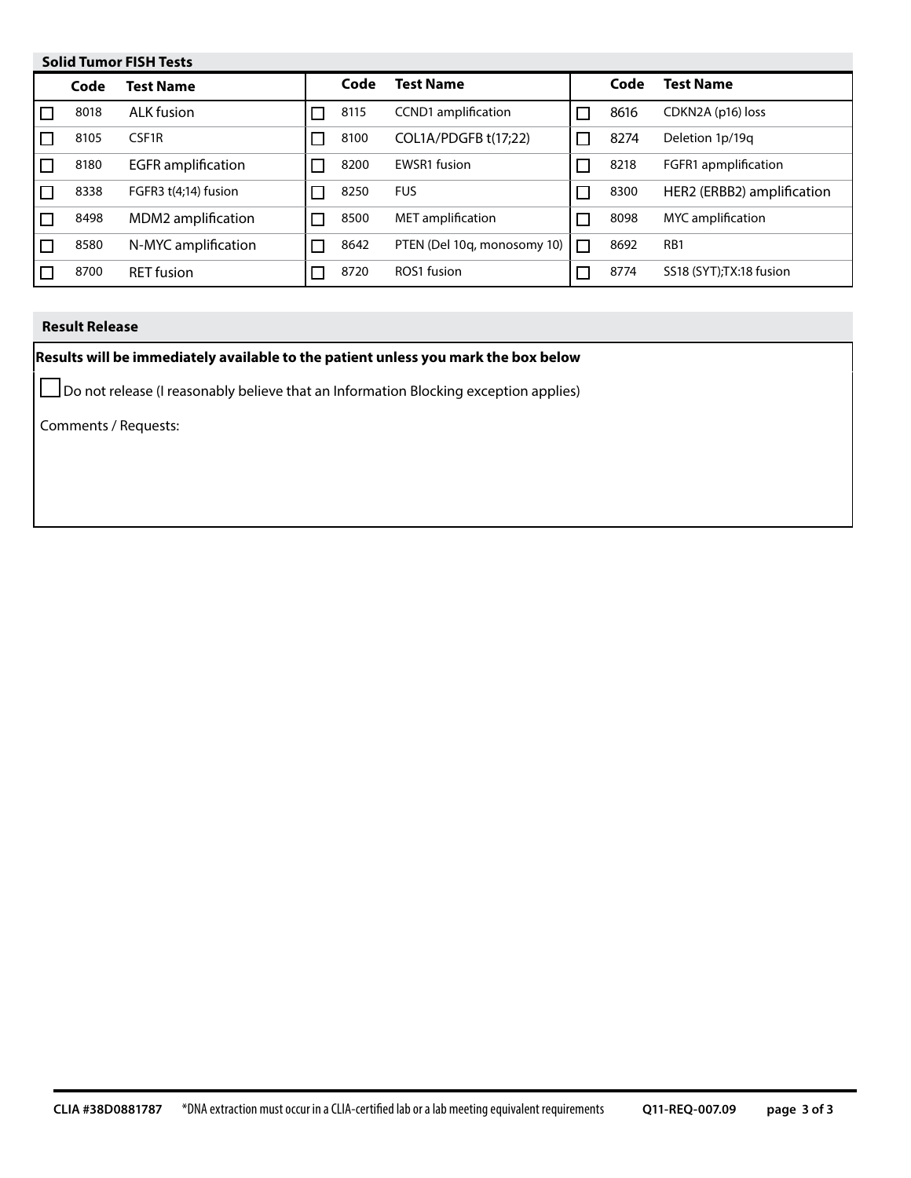## Solid Tumor FISH Tests

| | Code | Test Name | | Code | Test Name | | Code | Test Name |
|---|---|---|---|---|---|---|---|---|
| ☐ | 8018 | ALK fusion | ☐ | 8115 | CCND1 amplification | ☐ | 8616 | CDKN2A (p16) loss |
| ☐ | 8105 | CSF1R | ☐ | 8100 | COL1A/PDGFB t(17;22) | ☐ | 8274 | Deletion 1p/19q |
| ☐ | 8180 | EGFR amplification | ☐ | 8200 | EWSR1 fusion | ☐ | 8218 | FGFR1 apmplification |
| ☐ | 8338 | FGFR3 t(4;14) fusion | ☐ | 8250 | FUS | ☐ | 8300 | HER2 (ERBB2) amplification |
| ☐ | 8498 | MDM2 amplification | ☐ | 8500 | MET amplification | ☐ | 8098 | MYC amplification |
| ☐ | 8580 | N-MYC amplification | ☐ | 8642 | PTEN (Del 10q, monosomy 10) | ☐ | 8692 | RB1 |
| ☐ | 8700 | RET fusion | ☐ | 8720 | ROS1 fusion | ☐ | 8774 | SS18 (SYT);TX:18 fusion |

## Result Release

**Results will be immediately available to the patient unless you mark the box below**

☐ Do not release (I reasonably believe that an Information Blocking exception applies)

Comments / Requests:

**CLIA #38D0881787** *DNA extraction must occur in a CLIA-certified lab or a lab meeting equivalent requirements **Q11-REQ-007.09**